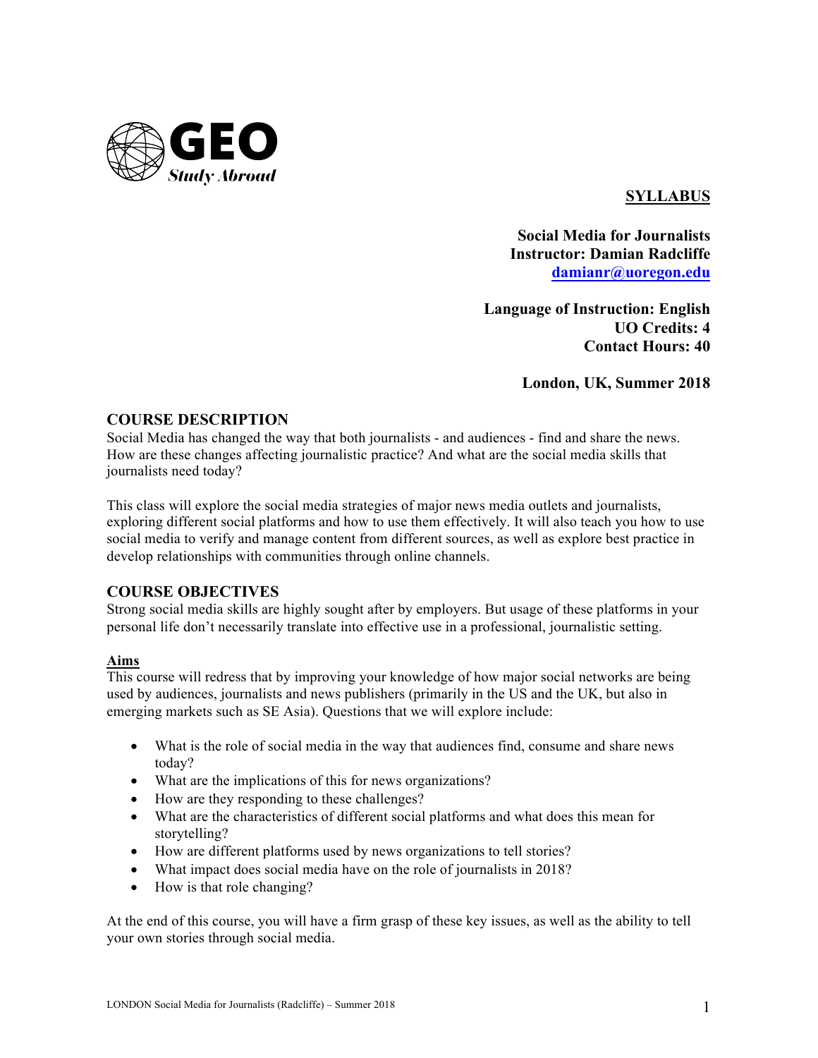GEO Study Abroad

**SYLLABUS**

**Social Media for Journalists**
**Instructor: Damian Radcliffe**
**damianr@uoregon.edu**

**Language of Instruction: English**
**UO Credits: 4**
**Contact Hours: 40**

**London, UK, Summer 2018**

## COURSE DESCRIPTION

Social Media has changed the way that both journalists - and audiences - find and share the news. How are these changes affecting journalistic practice? And what are the social media skills that journalists need today?

This class will explore the social media strategies of major news media outlets and journalists, exploring different social platforms and how to use them effectively. It will also teach you how to use social media to verify and manage content from different sources, as well as explore best practice in develop relationships with communities through online channels.

## COURSE OBJECTIVES

Strong social media skills are highly sought after by employers. But usage of these platforms in your personal life don't necessarily translate into effective use in a professional, journalistic setting.

### Aims

This course will redress that by improving your knowledge of how major social networks are being used by audiences, journalists and news publishers (primarily in the US and the UK, but also in emerging markets such as SE Asia). Questions that we will explore include:

- What is the role of social media in the way that audiences find, consume and share news today?
- What are the implications of this for news organizations?
- How are they responding to these challenges?
- What are the characteristics of different social platforms and what does this mean for storytelling?
- How are different platforms used by news organizations to tell stories?
- What impact does social media have on the role of journalists in 2018?
- How is that role changing?

At the end of this course, you will have a firm grasp of these key issues, as well as the ability to tell your own stories through social media.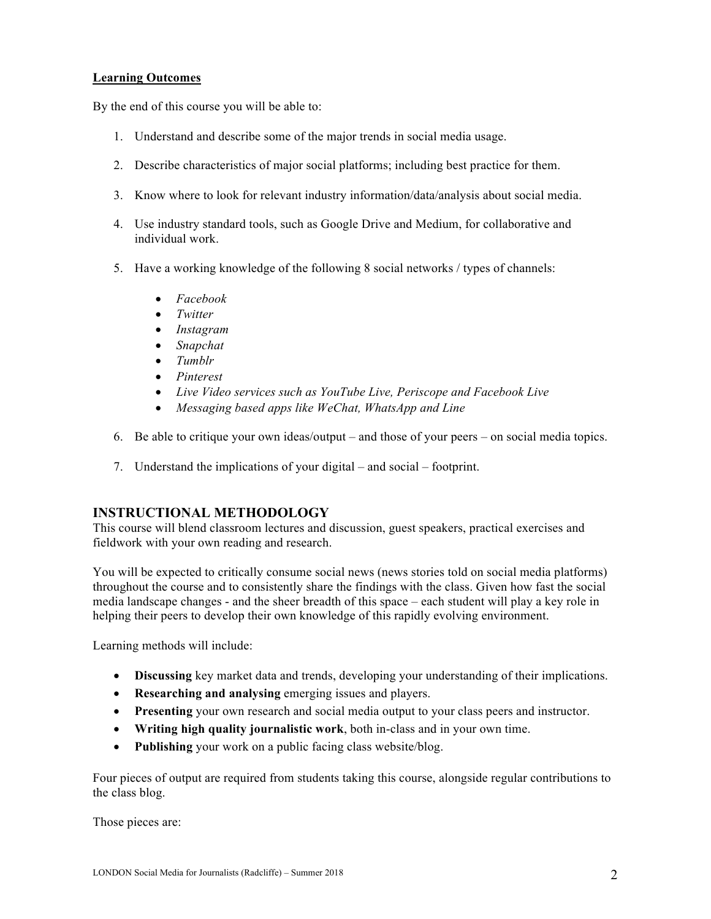**Learning Outcomes**

By the end of this course you will be able to:

1. Understand and describe some of the major trends in social media usage.

2. Describe characteristics of major social platforms; including best practice for them.

3. Know where to look for relevant industry information/data/analysis about social media.

4. Use industry standard tools, such as Google Drive and Medium, for collaborative and individual work.

5. Have a working knowledge of the following 8 social networks / types of channels:

    - *Facebook*
    - *Twitter*
    - *Instagram*
    - *Snapchat*
    - *Tumblr*
    - *Pinterest*
    - *Live Video services such as YouTube Live, Periscope and Facebook Live*
    - *Messaging based apps like WeChat, WhatsApp and Line*

6. Be able to critique your own ideas/output – and those of your peers – on social media topics.

7. Understand the implications of your digital – and social – footprint.

## INSTRUCTIONAL METHODOLOGY

This course will blend classroom lectures and discussion, guest speakers, practical exercises and fieldwork with your own reading and research.

You will be expected to critically consume social news (news stories told on social media platforms) throughout the course and to consistently share the findings with the class. Given how fast the social media landscape changes - and the sheer breadth of this space – each student will play a key role in helping their peers to develop their own knowledge of this rapidly evolving environment.

Learning methods will include:

- **Discussing** key market data and trends, developing your understanding of their implications.
- **Researching and analysing** emerging issues and players.
- **Presenting** your own research and social media output to your class peers and instructor.
- **Writing high quality journalistic work**, both in-class and in your own time.
- **Publishing** your work on a public facing class website/blog.

Four pieces of output are required from students taking this course, alongside regular contributions to the class blog.

Those pieces are: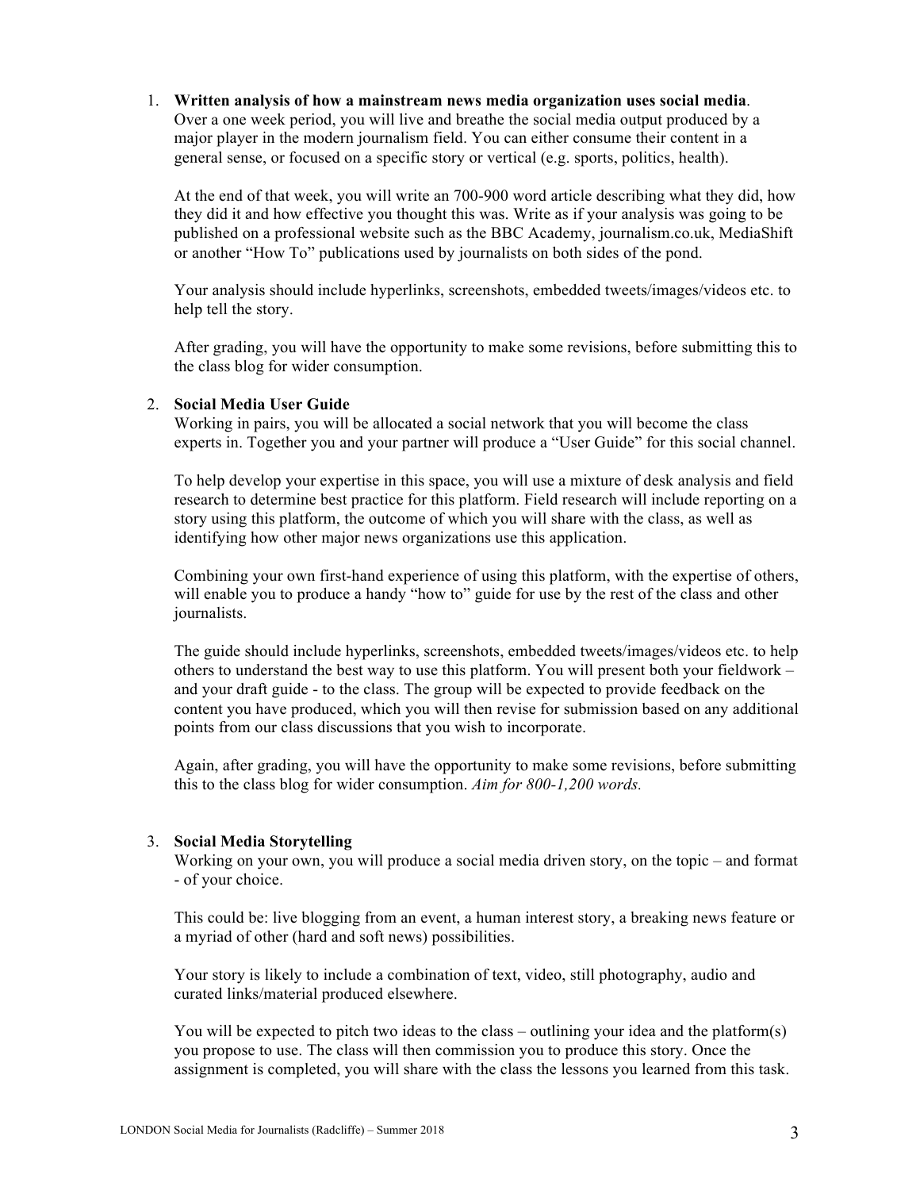1. **Written analysis of how a mainstream news media organization uses social media**. Over a one week period, you will live and breathe the social media output produced by a major player in the modern journalism field. You can either consume their content in a general sense, or focused on a specific story or vertical (e.g. sports, politics, health).

   At the end of that week, you will write an 700-900 word article describing what they did, how they did it and how effective you thought this was. Write as if your analysis was going to be published on a professional website such as the BBC Academy, journalism.co.uk, MediaShift or another "How To" publications used by journalists on both sides of the pond.

   Your analysis should include hyperlinks, screenshots, embedded tweets/images/videos etc. to help tell the story.

   After grading, you will have the opportunity to make some revisions, before submitting this to the class blog for wider consumption.

2. **Social Media User Guide**
   Working in pairs, you will be allocated a social network that you will become the class experts in. Together you and your partner will produce a "User Guide" for this social channel.

   To help develop your expertise in this space, you will use a mixture of desk analysis and field research to determine best practice for this platform. Field research will include reporting on a story using this platform, the outcome of which you will share with the class, as well as identifying how other major news organizations use this application.

   Combining your own first-hand experience of using this platform, with the expertise of others, will enable you to produce a handy "how to" guide for use by the rest of the class and other journalists.

   The guide should include hyperlinks, screenshots, embedded tweets/images/videos etc. to help others to understand the best way to use this platform. You will present both your fieldwork – and your draft guide - to the class. The group will be expected to provide feedback on the content you have produced, which you will then revise for submission based on any additional points from our class discussions that you wish to incorporate.

   Again, after grading, you will have the opportunity to make some revisions, before submitting this to the class blog for wider consumption. *Aim for 800-1,200 words.*

3. **Social Media Storytelling**
   Working on your own, you will produce a social media driven story, on the topic – and format - of your choice.

   This could be: live blogging from an event, a human interest story, a breaking news feature or a myriad of other (hard and soft news) possibilities.

   Your story is likely to include a combination of text, video, still photography, audio and curated links/material produced elsewhere.

   You will be expected to pitch two ideas to the class – outlining your idea and the platform(s) you propose to use. The class will then commission you to produce this story. Once the assignment is completed, you will share with the class the lessons you learned from this task.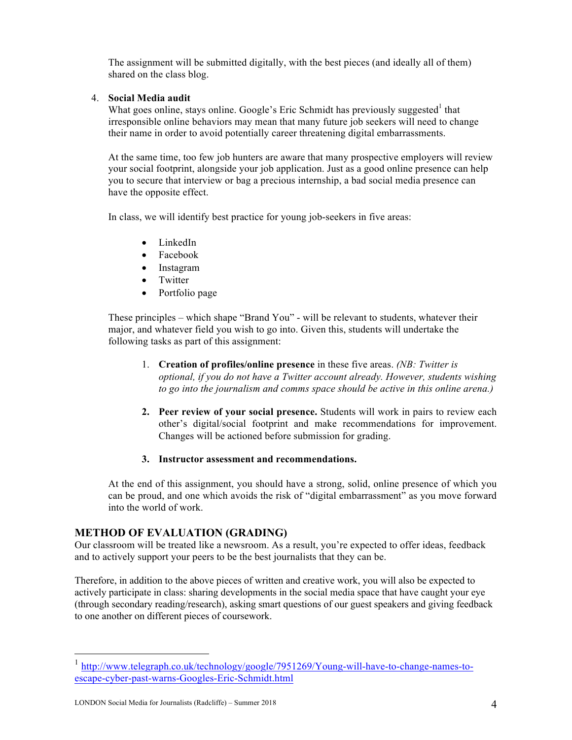The assignment will be submitted digitally, with the best pieces (and ideally all of them) shared on the class blog.

4. **Social Media audit**

   What goes online, stays online. Google's Eric Schmidt has previously suggested[1] that irresponsible online behaviors may mean that many future job seekers will need to change their name in order to avoid potentially career threatening digital embarrassments.

   At the same time, too few job hunters are aware that many prospective employers will review your social footprint, alongside your job application. Just as a good online presence can help you to secure that interview or bag a precious internship, a bad social media presence can have the opposite effect.

   In class, we will identify best practice for young job-seekers in five areas:

   - LinkedIn
   - Facebook
   - Instagram
   - Twitter
   - Portfolio page

   These principles – which shape "Brand You" - will be relevant to students, whatever their major, and whatever field you wish to go into. Given this, students will undertake the following tasks as part of this assignment:

   1. **Creation of profiles/online presence** in these five areas. *(NB: Twitter is optional, if you do not have a Twitter account already. However, students wishing to go into the journalism and comms space should be active in this online arena.)*

   2. **Peer review of your social presence.** Students will work in pairs to review each other's digital/social footprint and make recommendations for improvement. Changes will be actioned before submission for grading.

   3. **Instructor assessment and recommendations.**

   At the end of this assignment, you should have a strong, solid, online presence of which you can be proud, and one which avoids the risk of "digital embarrassment" as you move forward into the world of work.

## METHOD OF EVALUATION (GRADING)

Our classroom will be treated like a newsroom. As a result, you're expected to offer ideas, feedback and to actively support your peers to be the best journalists that they can be.

Therefore, in addition to the above pieces of written and creative work, you will also be expected to actively participate in class: sharing developments in the social media space that have caught your eye (through secondary reading/research), asking smart questions of our guest speakers and giving feedback to one another on different pieces of coursework.

---

[1] http://www.telegraph.co.uk/technology/google/7951269/Young-will-have-to-change-names-to-escape-cyber-past-warns-Googles-Eric-Schmidt.html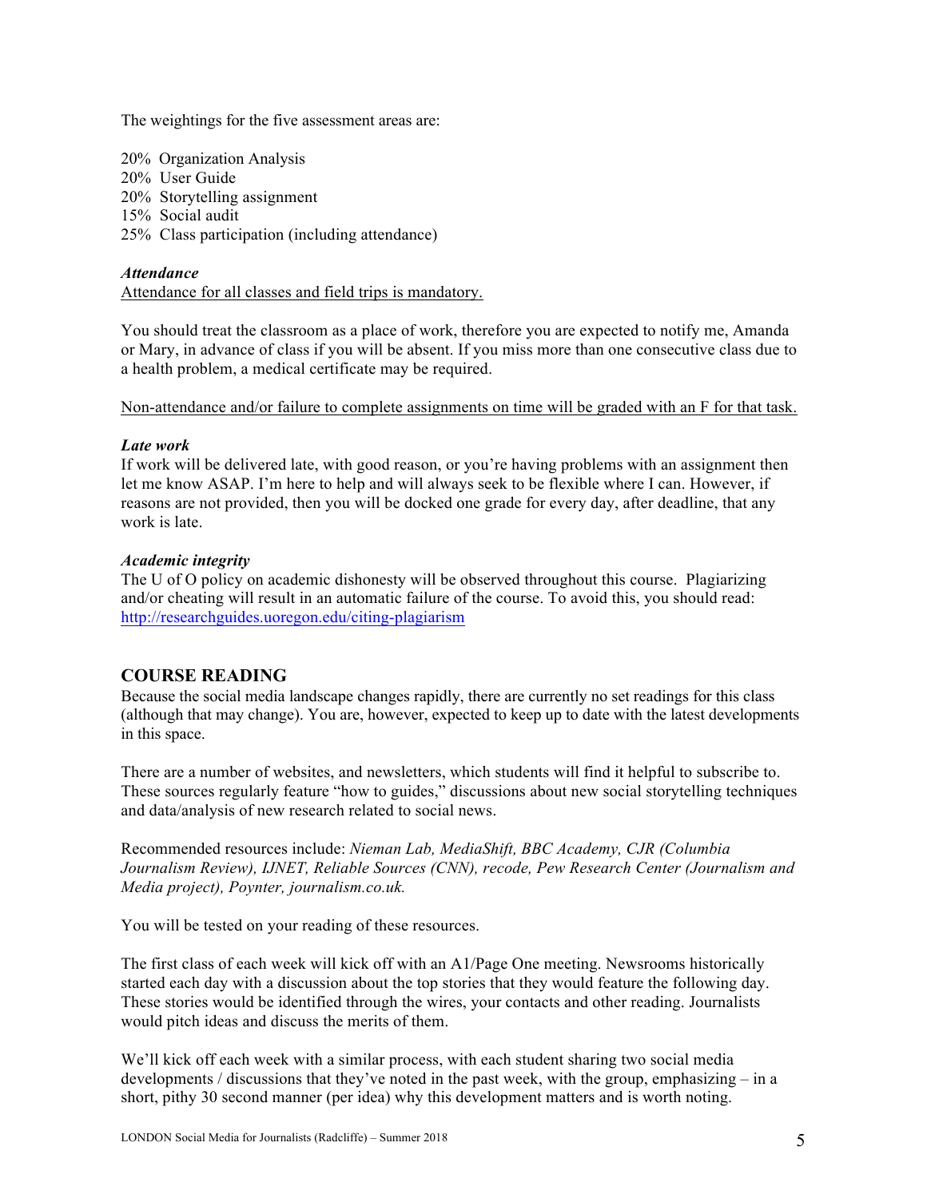The weightings for the five assessment areas are:

20% Organization Analysis
20% User Guide
20% Storytelling assignment
15% Social audit
25% Class participation (including attendance)

***Attendance***
Attendance for all classes and field trips is mandatory.

You should treat the classroom as a place of work, therefore you are expected to notify me, Amanda or Mary, in advance of class if you will be absent. If you miss more than one consecutive class due to a health problem, a medical certificate may be required.

Non-attendance and/or failure to complete assignments on time will be graded with an F for that task.

***Late work***
If work will be delivered late, with good reason, or you're having problems with an assignment then let me know ASAP. I'm here to help and will always seek to be flexible where I can. However, if reasons are not provided, then you will be docked one grade for every day, after deadline, that any work is late.

***Academic integrity***
The U of O policy on academic dishonesty will be observed throughout this course. Plagiarizing and/or cheating will result in an automatic failure of the course. To avoid this, you should read: http://researchguides.uoregon.edu/citing-plagiarism

## COURSE READING

Because the social media landscape changes rapidly, there are currently no set readings for this class (although that may change). You are, however, expected to keep up to date with the latest developments in this space.

There are a number of websites, and newsletters, which students will find it helpful to subscribe to. These sources regularly feature "how to guides," discussions about new social storytelling techniques and data/analysis of new research related to social news.

Recommended resources include: *Nieman Lab, MediaShift, BBC Academy, CJR (Columbia Journalism Review), IJNET, Reliable Sources (CNN), recode, Pew Research Center (Journalism and Media project), Poynter, journalism.co.uk.*

You will be tested on your reading of these resources.

The first class of each week will kick off with an A1/Page One meeting. Newsrooms historically started each day with a discussion about the top stories that they would feature the following day. These stories would be identified through the wires, your contacts and other reading. Journalists would pitch ideas and discuss the merits of them.

We'll kick off each week with a similar process, with each student sharing two social media developments / discussions that they've noted in the past week, with the group, emphasizing – in a short, pithy 30 second manner (per idea) why this development matters and is worth noting.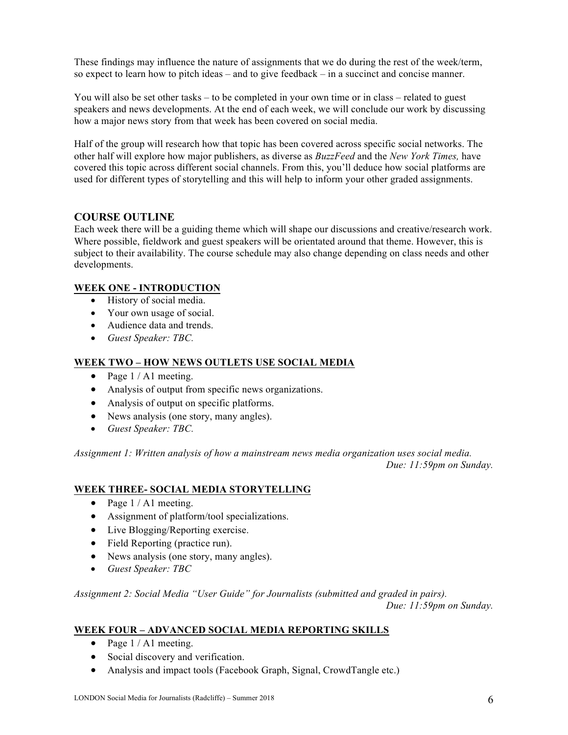These findings may influence the nature of assignments that we do during the rest of the week/term, so expect to learn how to pitch ideas – and to give feedback – in a succinct and concise manner.

You will also be set other tasks – to be completed in your own time or in class – related to guest speakers and news developments. At the end of each week, we will conclude our work by discussing how a major news story from that week has been covered on social media.

Half of the group will research how that topic has been covered across specific social networks. The other half will explore how major publishers, as diverse as *BuzzFeed* and the *New York Times,* have covered this topic across different social channels. From this, you'll deduce how social platforms are used for different types of storytelling and this will help to inform your other graded assignments.

## COURSE OUTLINE

Each week there will be a guiding theme which will shape our discussions and creative/research work. Where possible, fieldwork and guest speakers will be orientated around that theme. However, this is subject to their availability. The course schedule may also change depending on class needs and other developments.

### WEEK ONE - INTRODUCTION

- History of social media.
- Your own usage of social.
- Audience data and trends.
- *Guest Speaker: TBC.*

### WEEK TWO – HOW NEWS OUTLETS USE SOCIAL MEDIA

- Page 1 / A1 meeting.
- Analysis of output from specific news organizations.
- Analysis of output on specific platforms.
- News analysis (one story, many angles).
- *Guest Speaker: TBC.*

*Assignment 1: Written analysis of how a mainstream news media organization uses social media.*
*Due: 11:59pm on Sunday.*

### WEEK THREE- SOCIAL MEDIA STORYTELLING

- Page 1 / A1 meeting.
- Assignment of platform/tool specializations.
- Live Blogging/Reporting exercise.
- Field Reporting (practice run).
- News analysis (one story, many angles).
- *Guest Speaker: TBC*

*Assignment 2: Social Media "User Guide" for Journalists (submitted and graded in pairs).*
*Due: 11:59pm on Sunday.*

### WEEK FOUR – ADVANCED SOCIAL MEDIA REPORTING SKILLS

- Page 1 / A1 meeting.
- Social discovery and verification.
- Analysis and impact tools (Facebook Graph, Signal, CrowdTangle etc.)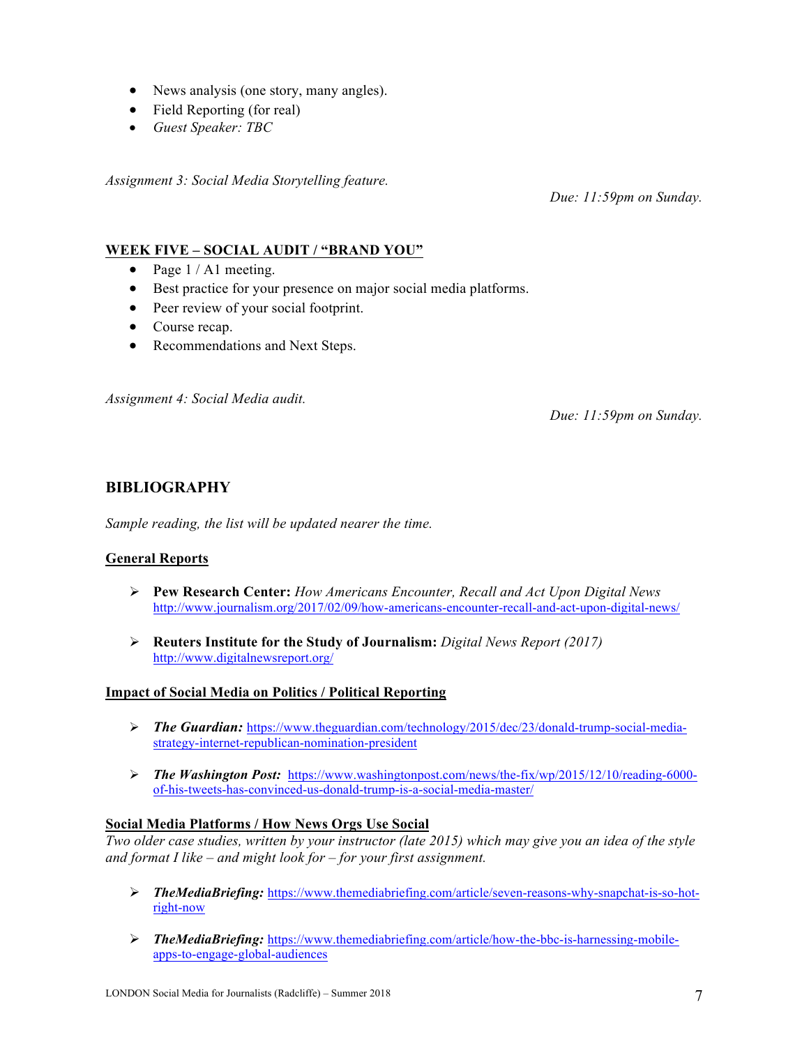- News analysis (one story, many angles).
- Field Reporting (for real)
- *Guest Speaker: TBC*

*Assignment 3: Social Media Storytelling feature.*

*Due: 11:59pm on Sunday.*

## WEEK FIVE – SOCIAL AUDIT / "BRAND YOU"

- Page 1 / A1 meeting.
- Best practice for your presence on major social media platforms.
- Peer review of your social footprint.
- Course recap.
- Recommendations and Next Steps.

*Assignment 4: Social Media audit.*

*Due: 11:59pm on Sunday.*

## BIBLIOGRAPHY

*Sample reading, the list will be updated nearer the time.*

### General Reports

- **Pew Research Center:** *How Americans Encounter, Recall and Act Upon Digital News* http://www.journalism.org/2017/02/09/how-americans-encounter-recall-and-act-upon-digital-news/

- **Reuters Institute for the Study of Journalism:** *Digital News Report (2017)* http://www.digitalnewsreport.org/

### Impact of Social Media on Politics / Political Reporting

- ***The Guardian:*** https://www.theguardian.com/technology/2015/dec/23/donald-trump-social-media-strategy-internet-republican-nomination-president

- ***The Washington Post:*** https://www.washingtonpost.com/news/the-fix/wp/2015/12/10/reading-6000-of-his-tweets-has-convinced-us-donald-trump-is-a-social-media-master/

### Social Media Platforms / How News Orgs Use Social

*Two older case studies, written by your instructor (late 2015) which may give you an idea of the style and format I like – and might look for – for your first assignment.*

- ***TheMediaBriefing:*** https://www.themediabriefing.com/article/seven-reasons-why-snapchat-is-so-hot-right-now

- ***TheMediaBriefing:*** https://www.themediabriefing.com/article/how-the-bbc-is-harnessing-mobile-apps-to-engage-global-audiences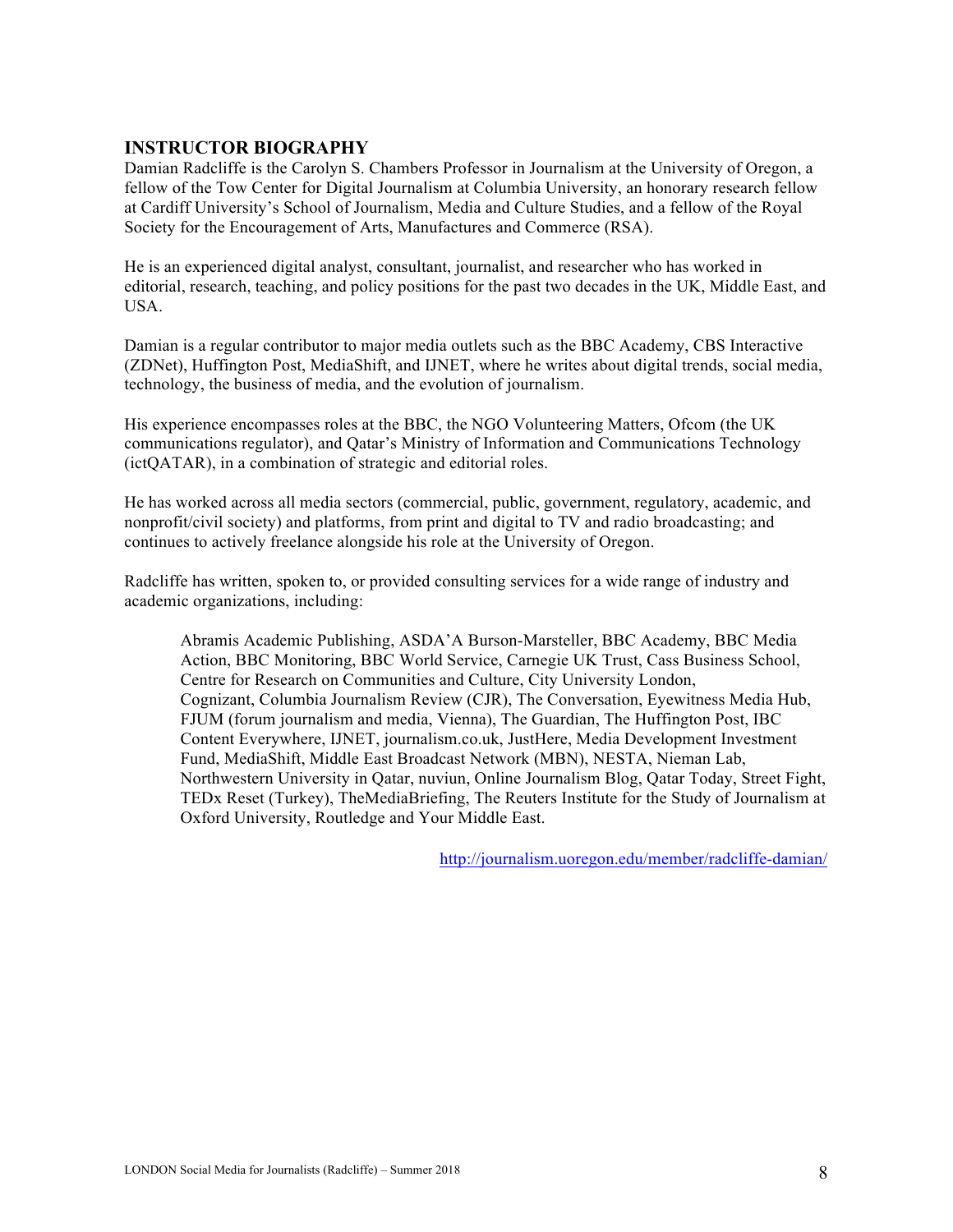## INSTRUCTOR BIOGRAPHY

Damian Radcliffe is the Carolyn S. Chambers Professor in Journalism at the University of Oregon, a fellow of the Tow Center for Digital Journalism at Columbia University, an honorary research fellow at Cardiff University's School of Journalism, Media and Culture Studies, and a fellow of the Royal Society for the Encouragement of Arts, Manufactures and Commerce (RSA).

He is an experienced digital analyst, consultant, journalist, and researcher who has worked in editorial, research, teaching, and policy positions for the past two decades in the UK, Middle East, and USA.

Damian is a regular contributor to major media outlets such as the BBC Academy, CBS Interactive (ZDNet), Huffington Post, MediaShift, and IJNET, where he writes about digital trends, social media, technology, the business of media, and the evolution of journalism.

His experience encompasses roles at the BBC, the NGO Volunteering Matters, Ofcom (the UK communications regulator), and Qatar's Ministry of Information and Communications Technology (ictQATAR), in a combination of strategic and editorial roles.

He has worked across all media sectors (commercial, public, government, regulatory, academic, and nonprofit/civil society) and platforms, from print and digital to TV and radio broadcasting; and continues to actively freelance alongside his role at the University of Oregon.

Radcliffe has written, spoken to, or provided consulting services for a wide range of industry and academic organizations, including:

> Abramis Academic Publishing, ASDA'A Burson-Marsteller, BBC Academy, BBC Media Action, BBC Monitoring, BBC World Service, Carnegie UK Trust, Cass Business School, Centre for Research on Communities and Culture, City University London, Cognizant, Columbia Journalism Review (CJR), The Conversation, Eyewitness Media Hub, FJUM (forum journalism and media, Vienna), The Guardian, The Huffington Post, IBC Content Everywhere, IJNET, journalism.co.uk, JustHere, Media Development Investment Fund, MediaShift, Middle East Broadcast Network (MBN), NESTA, Nieman Lab, Northwestern University in Qatar, nuviun, Online Journalism Blog, Qatar Today, Street Fight, TEDx Reset (Turkey), TheMediaBriefing, The Reuters Institute for the Study of Journalism at Oxford University, Routledge and Your Middle East.

http://journalism.uoregon.edu/member/radcliffe-damian/